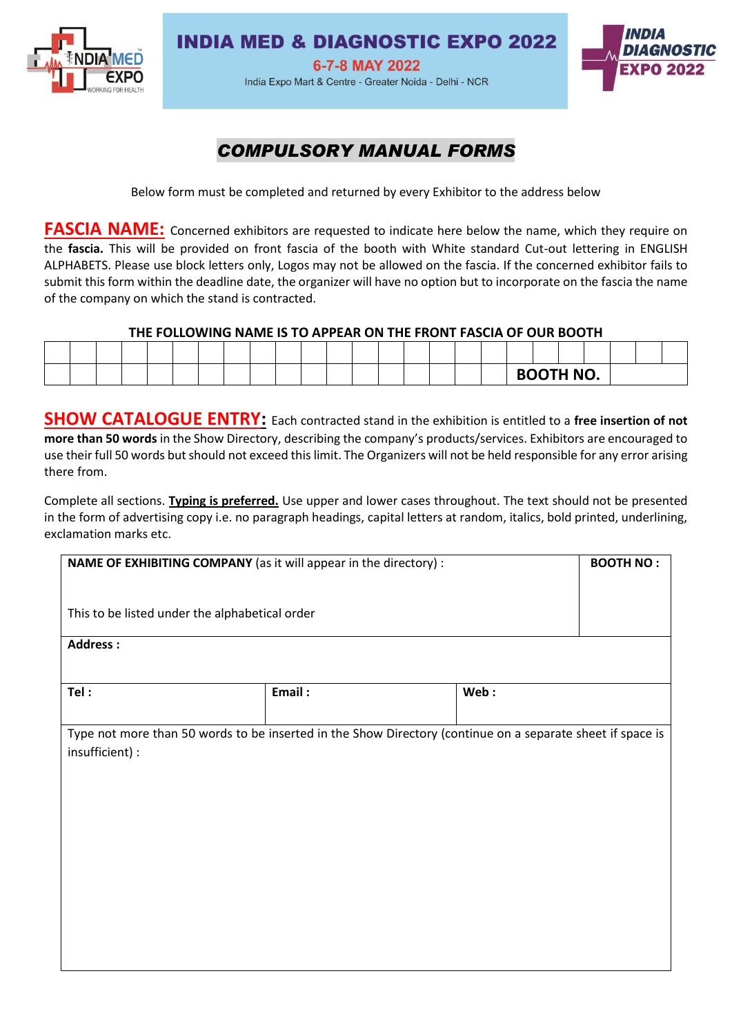# INDIA MED & DIAGNOSTIC EXPO 2022

**6-7-8 MAY 2022**

India Expo Mart & Centre - Greater Noida - Delhi - NCR

## *COMPULSORY MANUAL FORMS*

Below form must be completed and returned by every Exhibitor to the address below

**FASCIA NAME:** Concerned exhibitors are requested to indicate here below the name, which they require on the **fascia.** This will be provided on front fascia of the booth with White standard Cut-out lettering in ENGLISH ALPHABETS. Please use block letters only, Logos may not be allowed on the fascia. If the concerned exhibitor fails to submit this form within the deadline date, the organizer will have no option but to incorporate on the fascia the name of the company on which the stand is contracted.

**THE FOLLOWING NAME IS TO APPEAR ON THE FRONT FASCIA OF OUR BOOTH**

| | | | | | | | | | | | | | | | | | | | | | | | | |
|---|---|---|---|---|---|---|---|---|---|---|---|---|---|---|---|---|---|---|---|---|---|---|---|---|
| | | | | | | | | | | | | | | | | | | **BOOTH NO.** | | | | | | |

**SHOW CATALOGUE ENTRY:** Each contracted stand in the exhibition is entitled to a **free insertion of not more than 50 words** in the Show Directory, describing the company's products/services. Exhibitors are encouraged to use their full 50 words but should not exceed this limit. The Organizers will not be held responsible for any error arising there from.

Complete all sections. **Typing is preferred.** Use upper and lower cases throughout. The text should not be presented in the form of advertising copy i.e. no paragraph headings, capital letters at random, italics, bold printed, underlining, exclamation marks etc.

| **NAME OF EXHIBITING COMPANY** (as it will appear in the directory) :<br><br>This to be listed under the alphabetical order | | | **BOOTH NO :** |
|---|---|---|---|
| **Address :** | | | |
| **Tel :** | **Email :** | **Web :** | |
| Type not more than 50 words to be inserted in the Show Directory (continue on a separate sheet if space is insufficient) : | | | |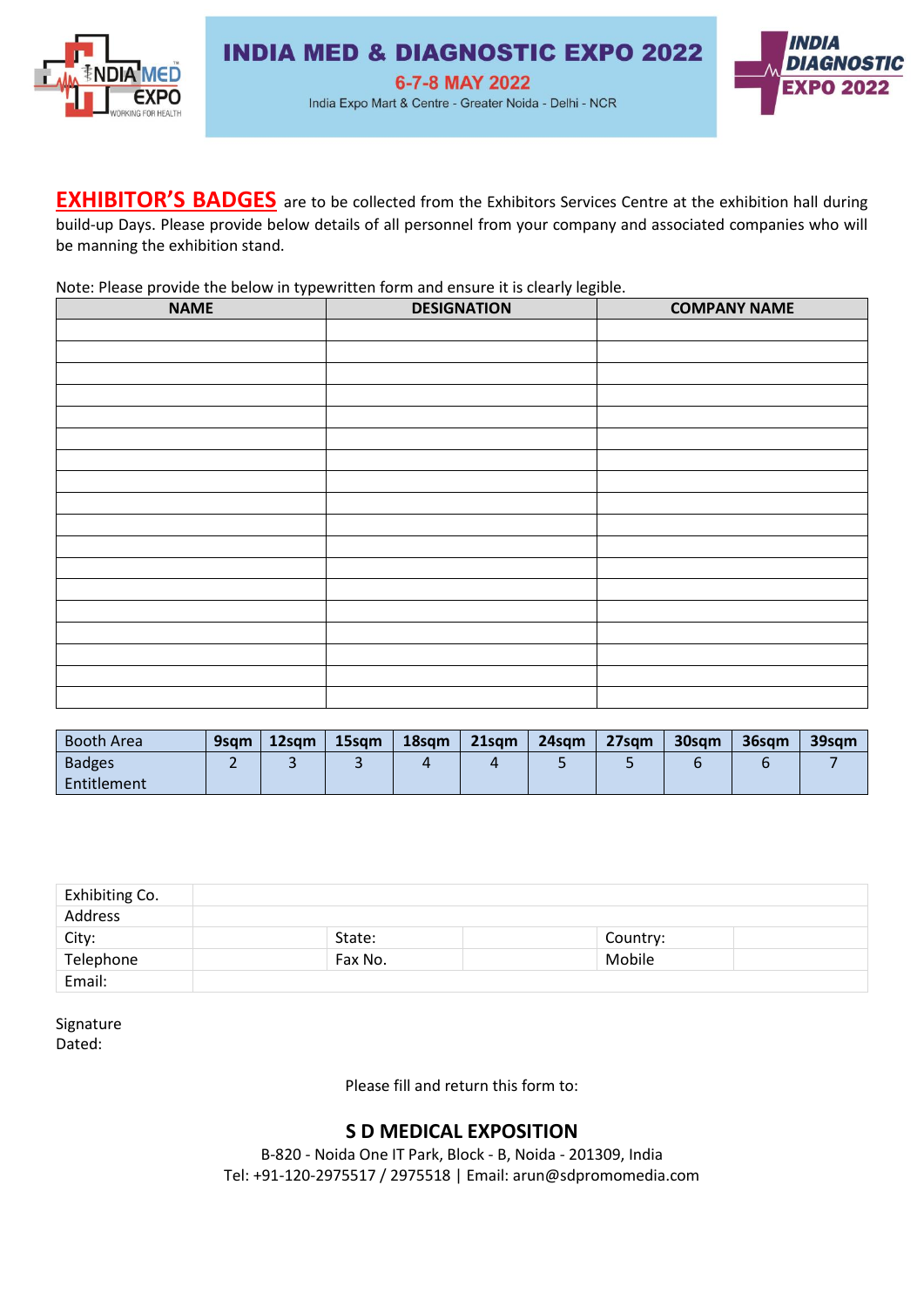# INDIA MED & DIAGNOSTIC EXPO 2022

**6-7-8 MAY 2022**

India Expo Mart & Centre - Greater Noida - Delhi - NCR

**EXHIBITOR'S BADGES** are to be collected from the Exhibitors Services Centre at the exhibition hall during build-up Days. Please provide below details of all personnel from your company and associated companies who will be manning the exhibition stand.

Note: Please provide the below in typewritten form and ensure it is clearly legible.

| NAME | DESIGNATION | COMPANY NAME |
|---|---|---|
| | | |
| | | |
| | | |
| | | |
| | | |
| | | |
| | | |
| | | |
| | | |
| | | |
| | | |
| | | |
| | | |
| | | |
| | | |
| | | |
| | | |
| | | |

| Booth Area | 9sqm | 12sqm | 15sqm | 18sqm | 21sqm | 24sqm | 27sqm | 30sqm | 36sqm | 39sqm |
|---|---|---|---|---|---|---|---|---|---|---|
| Badges Entitlement | 2 | 3 | 3 | 4 | 4 | 5 | 5 | 6 | 6 | 7 |

| | | | | | |
|---|---|---|---|---|---|
| Exhibiting Co. | | | | | |
| Address | | | | | |
| City: | | State: | | Country: | |
| Telephone | | Fax No. | | Mobile | |
| Email: | | | | | |

Signature

Dated:

Please fill and return this form to:

**S D MEDICAL EXPOSITION**

B-820 - Noida One IT Park, Block - B, Noida - 201309, India

Tel: +91-120-2975517 / 2975518 | Email: arun@sdpromomedia.com